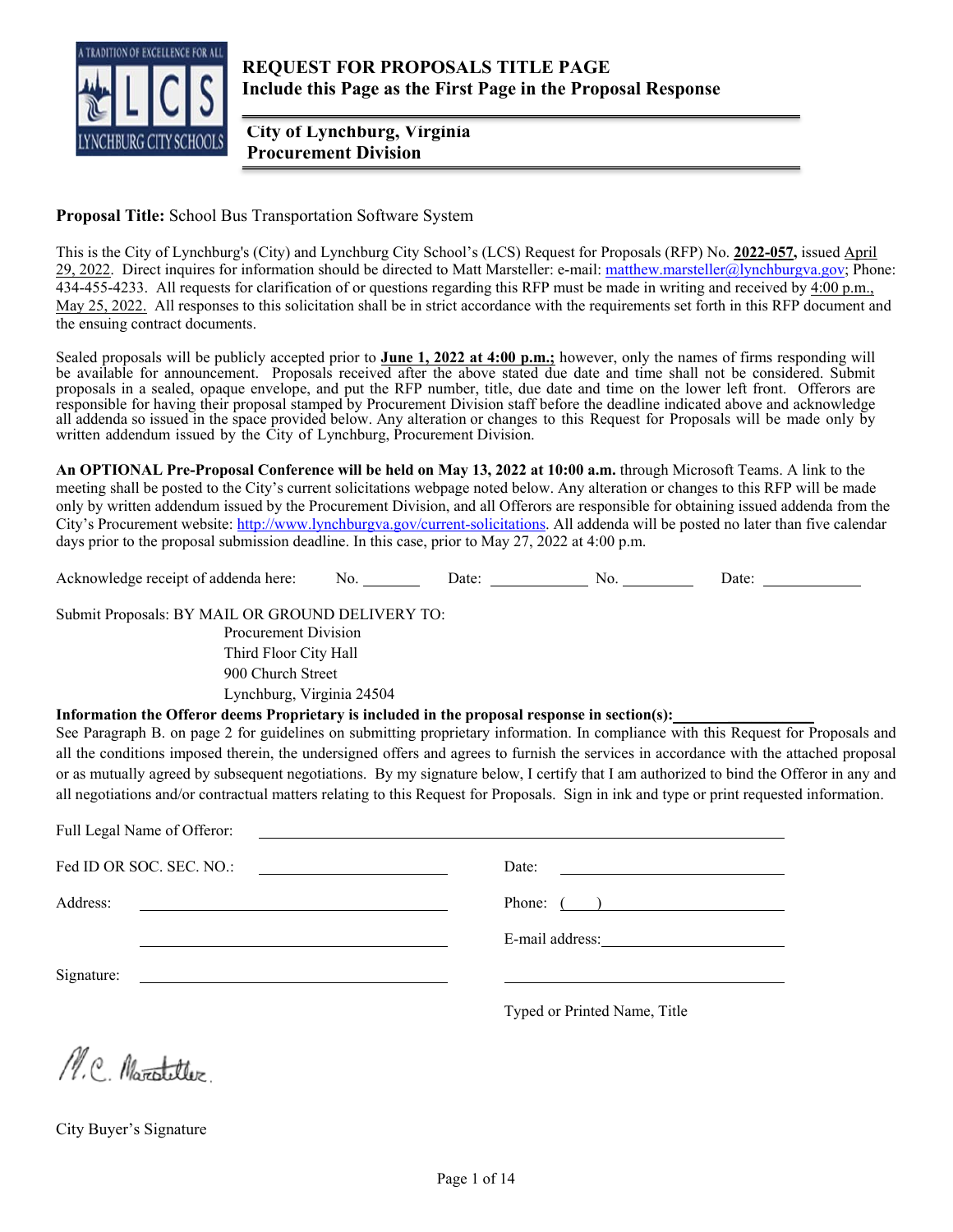# REQUEST FOR PROPOSALS TITLE PAGE
## Include this Page as the First Page in the Proposal Response

**City of Lynchburg, Virginia**
**Procurement Division**

**Proposal Title:** School Bus Transportation Software System

This is the City of Lynchburg's (City) and Lynchburg City School's (LCS) Request for Proposals (RFP) No. **2022-057,** issued April 29, 2022. Direct inquires for information should be directed to Matt Marsteller: e-mail: matthew.marsteller@lynchburgva.gov; Phone: 434-455-4233. All requests for clarification of or questions regarding this RFP must be made in writing and received by 4:00 p.m., May 25, 2022. All responses to this solicitation shall be in strict accordance with the requirements set forth in this RFP document and the ensuing contract documents.

Sealed proposals will be publicly accepted prior to **June 1, 2022 at 4:00 p.m.;** however, only the names of firms responding will be available for announcement. Proposals received after the above stated due date and time shall not be considered. Submit proposals in a sealed, opaque envelope, and put the RFP number, title, due date and time on the lower left front. Offerors are responsible for having their proposal stamped by Procurement Division staff before the deadline indicated above and acknowledge all addenda so issued in the space provided below. Any alteration or changes to this Request for Proposals will be made only by written addendum issued by the City of Lynchburg, Procurement Division.

**An OPTIONAL Pre-Proposal Conference will be held on May 13, 2022 at 10:00 a.m.** through Microsoft Teams. A link to the meeting shall be posted to the City's current solicitations webpage noted below. Any alteration or changes to this RFP will be made only by written addendum issued by the Procurement Division, and all Offerors are responsible for obtaining issued addenda from the City's Procurement website: http://www.lynchburgva.gov/current-solicitations. All addenda will be posted no later than five calendar days prior to the proposal submission deadline. In this case, prior to May 27, 2022 at 4:00 p.m.

Acknowledge receipt of addenda here: No. ________ Date: ____________ No. ________ Date: ____________

Submit Proposals: BY MAIL OR GROUND DELIVERY TO:
Procurement Division
Third Floor City Hall
900 Church Street
Lynchburg, Virginia 24504

**Information the Offeror deems Proprietary is included in the proposal response in section(s):** ________________

See Paragraph B. on page 2 for guidelines on submitting proprietary information. In compliance with this Request for Proposals and all the conditions imposed therein, the undersigned offers and agrees to furnish the services in accordance with the attached proposal or as mutually agreed by subsequent negotiations. By my signature below, I certify that I am authorized to bind the Offeror in any and all negotiations and/or contractual matters relating to this Request for Proposals. Sign in ink and type or print requested information.

Full Legal Name of Offeror: ______________________________________________

Fed ID OR SOC. SEC. NO.: ____________________ Date: ____________________

Address: ____________________________ Phone: ( ) ____________________

____________________________ E-mail address: ____________________

Signature: ____________________________ ____________________________

Typed or Printed Name, Title

M.C. Marsteller

City Buyer's Signature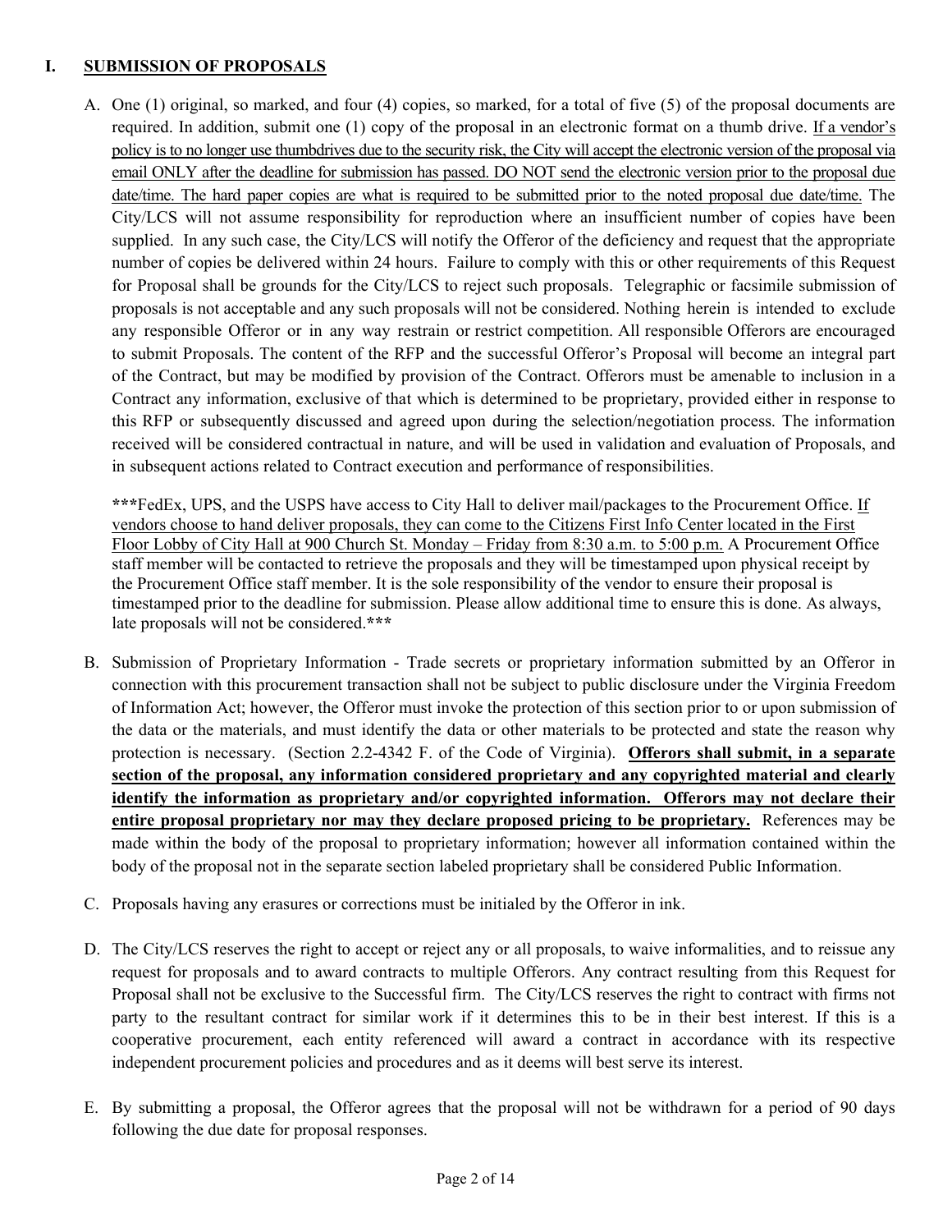## I. SUBMISSION OF PROPOSALS

A. One (1) original, so marked, and four (4) copies, so marked, for a total of five (5) of the proposal documents are required. In addition, submit one (1) copy of the proposal in an electronic format on a thumb drive. If a vendor's policy is to no longer use thumbdrives due to the security risk, the City will accept the electronic version of the proposal via email ONLY after the deadline for submission has passed. DO NOT send the electronic version prior to the proposal due date/time. The hard paper copies are what is required to be submitted prior to the noted proposal due date/time. The City/LCS will not assume responsibility for reproduction where an insufficient number of copies have been supplied. In any such case, the City/LCS will notify the Offeror of the deficiency and request that the appropriate number of copies be delivered within 24 hours. Failure to comply with this or other requirements of this Request for Proposal shall be grounds for the City/LCS to reject such proposals. Telegraphic or facsimile submission of proposals is not acceptable and any such proposals will not be considered. Nothing herein is intended to exclude any responsible Offeror or in any way restrain or restrict competition. All responsible Offerors are encouraged to submit Proposals. The content of the RFP and the successful Offeror's Proposal will become an integral part of the Contract, but may be modified by provision of the Contract. Offerors must be amenable to inclusion in a Contract any information, exclusive of that which is determined to be proprietary, provided either in response to this RFP or subsequently discussed and agreed upon during the selection/negotiation process. The information received will be considered contractual in nature, and will be used in validation and evaluation of Proposals, and in subsequent actions related to Contract execution and performance of responsibilities.

**\*\*\***FedEx, UPS, and the USPS have access to City Hall to deliver mail/packages to the Procurement Office. If vendors choose to hand deliver proposals, they can come to the Citizens First Info Center located in the First Floor Lobby of City Hall at 900 Church St. Monday – Friday from 8:30 a.m. to 5:00 p.m. A Procurement Office staff member will be contacted to retrieve the proposals and they will be timestamped upon physical receipt by the Procurement Office staff member. It is the sole responsibility of the vendor to ensure their proposal is timestamped prior to the deadline for submission. Please allow additional time to ensure this is done. As always, late proposals will not be considered.**\*\*\***

B. Submission of Proprietary Information - Trade secrets or proprietary information submitted by an Offeror in connection with this procurement transaction shall not be subject to public disclosure under the Virginia Freedom of Information Act; however, the Offeror must invoke the protection of this section prior to or upon submission of the data or the materials, and must identify the data or other materials to be protected and state the reason why protection is necessary. (Section 2.2-4342 F. of the Code of Virginia). **Offerors shall submit, in a separate section of the proposal, any information considered proprietary and any copyrighted material and clearly identify the information as proprietary and/or copyrighted information. Offerors may not declare their entire proposal proprietary nor may they declare proposed pricing to be proprietary.** References may be made within the body of the proposal to proprietary information; however all information contained within the body of the proposal not in the separate section labeled proprietary shall be considered Public Information.

C. Proposals having any erasures or corrections must be initialed by the Offeror in ink.

D. The City/LCS reserves the right to accept or reject any or all proposals, to waive informalities, and to reissue any request for proposals and to award contracts to multiple Offerors. Any contract resulting from this Request for Proposal shall not be exclusive to the Successful firm. The City/LCS reserves the right to contract with firms not party to the resultant contract for similar work if it determines this to be in their best interest. If this is a cooperative procurement, each entity referenced will award a contract in accordance with its respective independent procurement policies and procedures and as it deems will best serve its interest.

E. By submitting a proposal, the Offeror agrees that the proposal will not be withdrawn for a period of 90 days following the due date for proposal responses.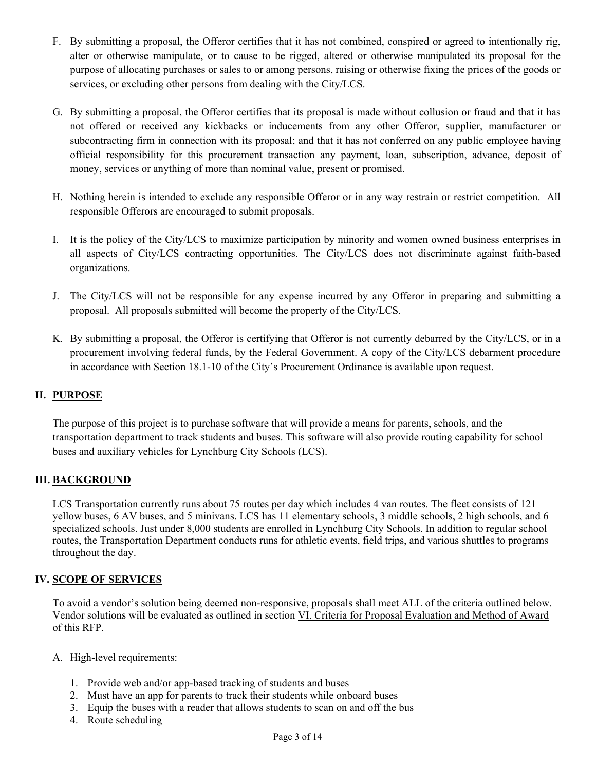F. By submitting a proposal, the Offeror certifies that it has not combined, conspired or agreed to intentionally rig, alter or otherwise manipulate, or to cause to be rigged, altered or otherwise manipulated its proposal for the purpose of allocating purchases or sales to or among persons, raising or otherwise fixing the prices of the goods or services, or excluding other persons from dealing with the City/LCS.

G. By submitting a proposal, the Offeror certifies that its proposal is made without collusion or fraud and that it has not offered or received any kickbacks or inducements from any other Offeror, supplier, manufacturer or subcontracting firm in connection with its proposal; and that it has not conferred on any public employee having official responsibility for this procurement transaction any payment, loan, subscription, advance, deposit of money, services or anything of more than nominal value, present or promised.

H. Nothing herein is intended to exclude any responsible Offeror or in any way restrain or restrict competition. All responsible Offerors are encouraged to submit proposals.

I. It is the policy of the City/LCS to maximize participation by minority and women owned business enterprises in all aspects of City/LCS contracting opportunities. The City/LCS does not discriminate against faith-based organizations.

J. The City/LCS will not be responsible for any expense incurred by any Offeror in preparing and submitting a proposal. All proposals submitted will become the property of the City/LCS.

K. By submitting a proposal, the Offeror is certifying that Offeror is not currently debarred by the City/LCS, or in a procurement involving federal funds, by the Federal Government. A copy of the City/LCS debarment procedure in accordance with Section 18.1-10 of the City's Procurement Ordinance is available upon request.

## II. PURPOSE

The purpose of this project is to purchase software that will provide a means for parents, schools, and the transportation department to track students and buses. This software will also provide routing capability for school buses and auxiliary vehicles for Lynchburg City Schools (LCS).

## III. BACKGROUND

LCS Transportation currently runs about 75 routes per day which includes 4 van routes. The fleet consists of 121 yellow buses, 6 AV buses, and 5 minivans. LCS has 11 elementary schools, 3 middle schools, 2 high schools, and 6 specialized schools. Just under 8,000 students are enrolled in Lynchburg City Schools. In addition to regular school routes, the Transportation Department conducts runs for athletic events, field trips, and various shuttles to programs throughout the day.

## IV. SCOPE OF SERVICES

To avoid a vendor's solution being deemed non-responsive, proposals shall meet ALL of the criteria outlined below. Vendor solutions will be evaluated as outlined in section VI. Criteria for Proposal Evaluation and Method of Award of this RFP.

A. High-level requirements:

1. Provide web and/or app-based tracking of students and buses
2. Must have an app for parents to track their students while onboard buses
3. Equip the buses with a reader that allows students to scan on and off the bus
4. Route scheduling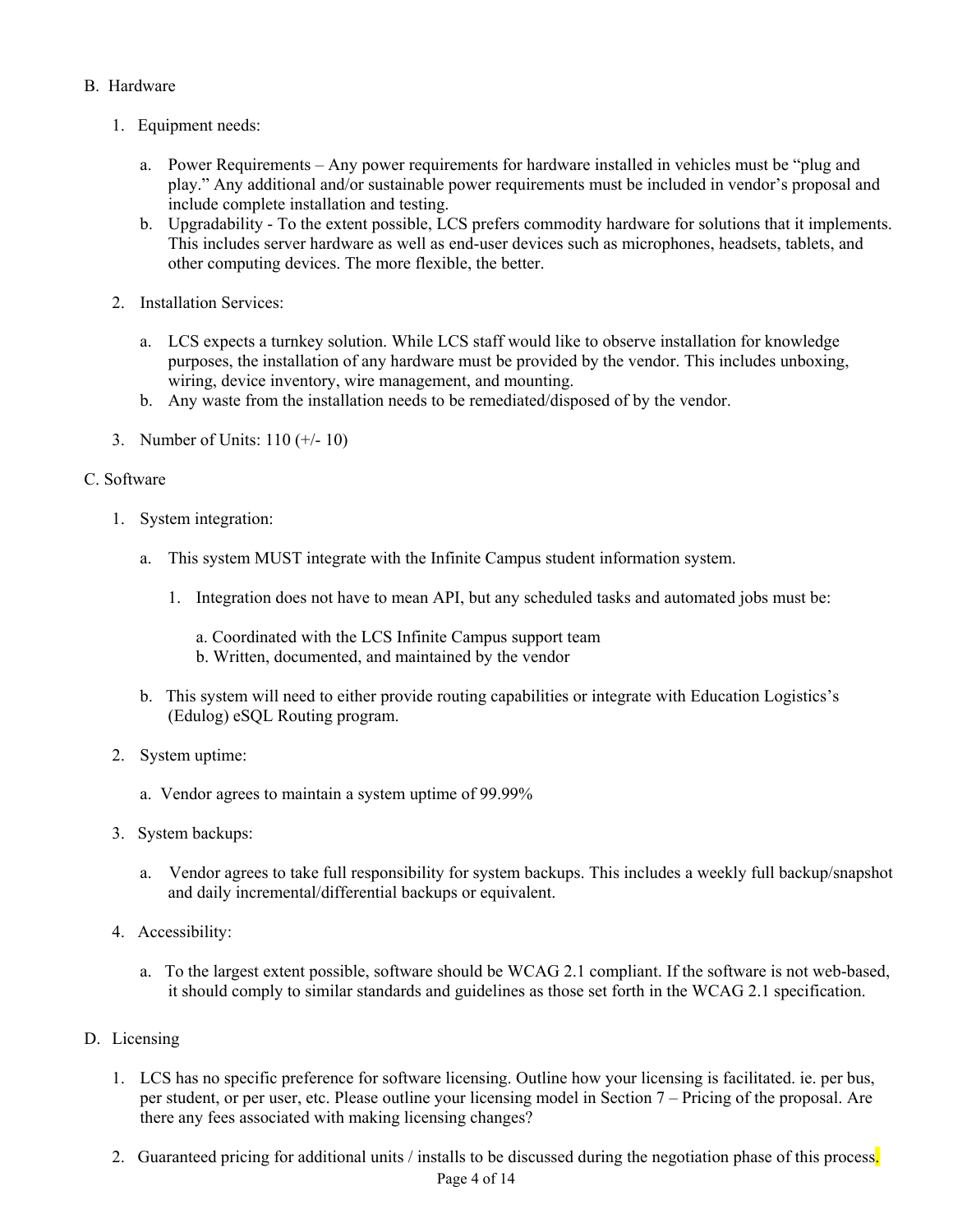B. Hardware

1. Equipment needs:

   a. Power Requirements – Any power requirements for hardware installed in vehicles must be "plug and play." Any additional and/or sustainable power requirements must be included in vendor's proposal and include complete installation and testing.

   b. Upgradability - To the extent possible, LCS prefers commodity hardware for solutions that it implements. This includes server hardware as well as end-user devices such as microphones, headsets, tablets, and other computing devices. The more flexible, the better.

2. Installation Services:

   a. LCS expects a turnkey solution. While LCS staff would like to observe installation for knowledge purposes, the installation of any hardware must be provided by the vendor. This includes unboxing, wiring, device inventory, wire management, and mounting.

   b. Any waste from the installation needs to be remediated/disposed of by the vendor.

3. Number of Units: 110 (+/- 10)

C. Software

1. System integration:

   a. This system MUST integrate with the Infinite Campus student information system.

      1. Integration does not have to mean API, but any scheduled tasks and automated jobs must be:

         a. Coordinated with the LCS Infinite Campus support team
         b. Written, documented, and maintained by the vendor

   b. This system will need to either provide routing capabilities or integrate with Education Logistics's (Edulog) eSQL Routing program.

2. System uptime:

   a. Vendor agrees to maintain a system uptime of 99.99%

3. System backups:

   a. Vendor agrees to take full responsibility for system backups. This includes a weekly full backup/snapshot and daily incremental/differential backups or equivalent.

4. Accessibility:

   a. To the largest extent possible, software should be WCAG 2.1 compliant. If the software is not web-based, it should comply to similar standards and guidelines as those set forth in the WCAG 2.1 specification.

D. Licensing

1. LCS has no specific preference for software licensing. Outline how your licensing is facilitated. ie. per bus, per student, or per user, etc. Please outline your licensing model in Section 7 – Pricing of the proposal. Are there any fees associated with making licensing changes?

2. Guaranteed pricing for additional units / installs to be discussed during the negotiation phase of this process.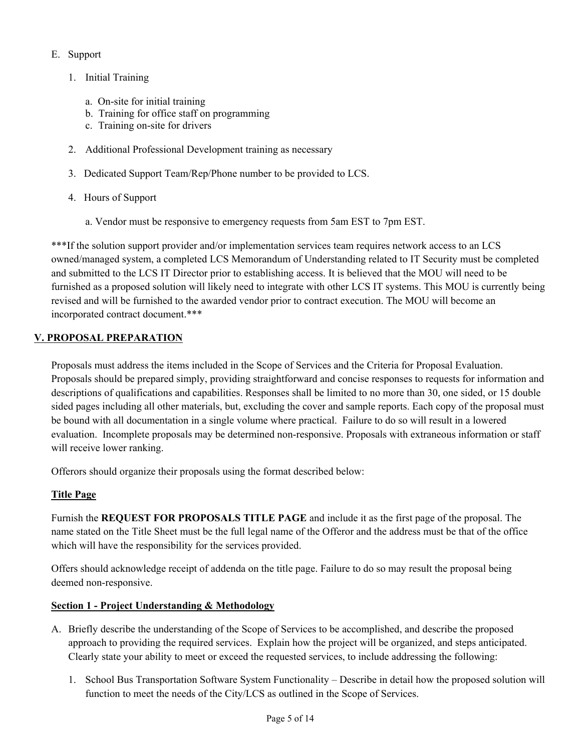E. Support

  1. Initial Training

     a. On-site for initial training
     b. Training for office staff on programming
     c. Training on-site for drivers

  2. Additional Professional Development training as necessary

  3. Dedicated Support Team/Rep/Phone number to be provided to LCS.

  4. Hours of Support

     a. Vendor must be responsive to emergency requests from 5am EST to 7pm EST.

***If the solution support provider and/or implementation services team requires network access to an LCS owned/managed system, a completed LCS Memorandum of Understanding related to IT Security must be completed and submitted to the LCS IT Director prior to establishing access. It is believed that the MOU will need to be furnished as a proposed solution will likely need to integrate with other LCS IT systems. This MOU is currently being revised and will be furnished to the awarded vendor prior to contract execution. The MOU will become an incorporated contract document.***

## V. PROPOSAL PREPARATION

Proposals must address the items included in the Scope of Services and the Criteria for Proposal Evaluation. Proposals should be prepared simply, providing straightforward and concise responses to requests for information and descriptions of qualifications and capabilities. Responses shall be limited to no more than 30, one sided, or 15 double sided pages including all other materials, but, excluding the cover and sample reports. Each copy of the proposal must be bound with all documentation in a single volume where practical. Failure to do so will result in a lowered evaluation. Incomplete proposals may be determined non-responsive. Proposals with extraneous information or staff will receive lower ranking.

Offerors should organize their proposals using the format described below:

### Title Page

Furnish the **REQUEST FOR PROPOSALS TITLE PAGE** and include it as the first page of the proposal. The name stated on the Title Sheet must be the full legal name of the Offeror and the address must be that of the office which will have the responsibility for the services provided.

Offers should acknowledge receipt of addenda on the title page. Failure to do so may result the proposal being deemed non-responsive.

### Section 1 - Project Understanding & Methodology

A. Briefly describe the understanding of the Scope of Services to be accomplished, and describe the proposed approach to providing the required services. Explain how the project will be organized, and steps anticipated. Clearly state your ability to meet or exceed the requested services, to include addressing the following:

  1. School Bus Transportation Software System Functionality – Describe in detail how the proposed solution will function to meet the needs of the City/LCS as outlined in the Scope of Services.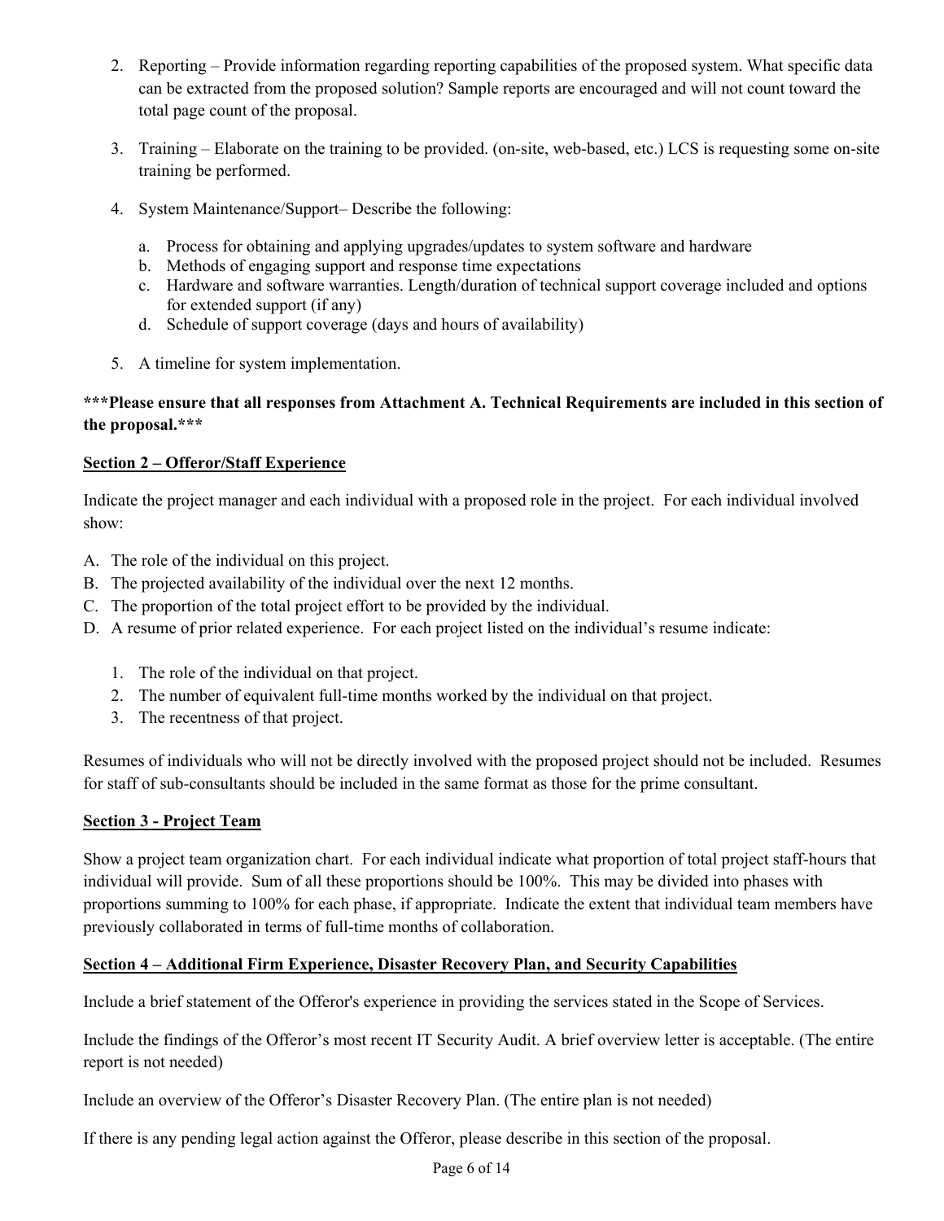2. Reporting – Provide information regarding reporting capabilities of the proposed system. What specific data can be extracted from the proposed solution? Sample reports are encouraged and will not count toward the total page count of the proposal.

3. Training – Elaborate on the training to be provided. (on-site, web-based, etc.) LCS is requesting some on-site training be performed.

4. System Maintenance/Support– Describe the following:

   a. Process for obtaining and applying upgrades/updates to system software and hardware
   b. Methods of engaging support and response time expectations
   c. Hardware and software warranties. Length/duration of technical support coverage included and options for extended support (if any)
   d. Schedule of support coverage (days and hours of availability)

5. A timeline for system implementation.

**\*\*\*Please ensure that all responses from Attachment A. Technical Requirements are included in this section of the proposal.\*\*\***

**<u>Section 2 – Offeror/Staff Experience</u>**

Indicate the project manager and each individual with a proposed role in the project. For each individual involved show:

A. The role of the individual on this project.
B. The projected availability of the individual over the next 12 months.
C. The proportion of the total project effort to be provided by the individual.
D. A resume of prior related experience. For each project listed on the individual's resume indicate:

   1. The role of the individual on that project.
   2. The number of equivalent full-time months worked by the individual on that project.
   3. The recentness of that project.

Resumes of individuals who will not be directly involved with the proposed project should not be included. Resumes for staff of sub-consultants should be included in the same format as those for the prime consultant.

**<u>Section 3 - Project Team</u>**

Show a project team organization chart. For each individual indicate what proportion of total project staff-hours that individual will provide. Sum of all these proportions should be 100%. This may be divided into phases with proportions summing to 100% for each phase, if appropriate. Indicate the extent that individual team members have previously collaborated in terms of full-time months of collaboration.

**<u>Section 4 – Additional Firm Experience, Disaster Recovery Plan, and Security Capabilities</u>**

Include a brief statement of the Offeror's experience in providing the services stated in the Scope of Services.

Include the findings of the Offeror's most recent IT Security Audit. A brief overview letter is acceptable. (The entire report is not needed)

Include an overview of the Offeror's Disaster Recovery Plan. (The entire plan is not needed)

If there is any pending legal action against the Offeror, please describe in this section of the proposal.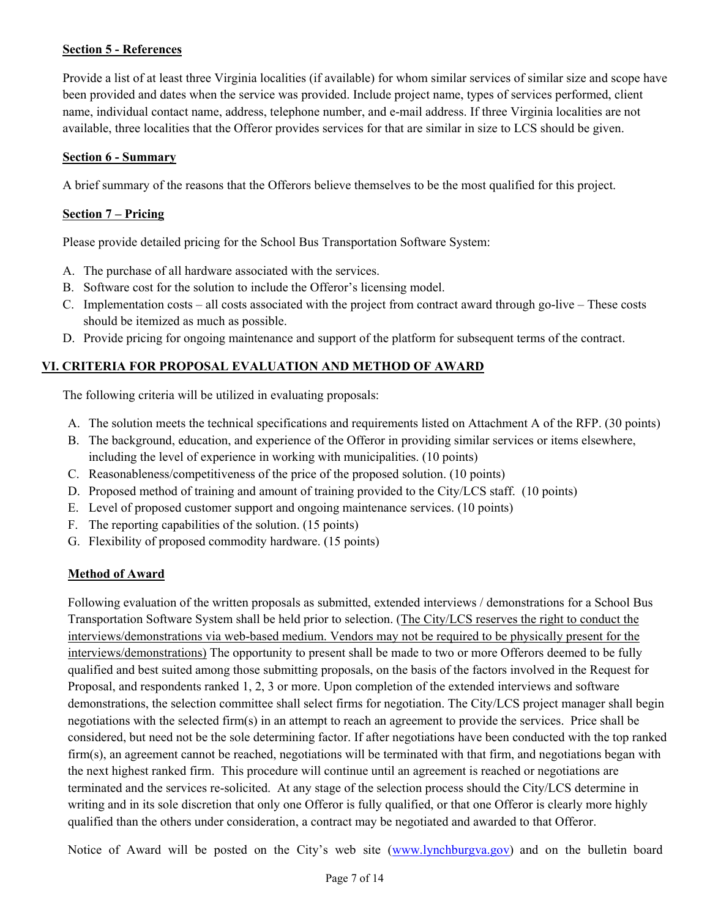**Section 5 - References**

Provide a list of at least three Virginia localities (if available) for whom similar services of similar size and scope have been provided and dates when the service was provided. Include project name, types of services performed, client name, individual contact name, address, telephone number, and e-mail address. If three Virginia localities are not available, three localities that the Offeror provides services for that are similar in size to LCS should be given.

**Section 6 - Summary**

A brief summary of the reasons that the Offerors believe themselves to be the most qualified for this project.

**Section 7 – Pricing**

Please provide detailed pricing for the School Bus Transportation Software System:

A. The purchase of all hardware associated with the services.
B. Software cost for the solution to include the Offeror's licensing model.
C. Implementation costs – all costs associated with the project from contract award through go-live – These costs should be itemized as much as possible.
D. Provide pricing for ongoing maintenance and support of the platform for subsequent terms of the contract.

## VI. CRITERIA FOR PROPOSAL EVALUATION AND METHOD OF AWARD

The following criteria will be utilized in evaluating proposals:

A. The solution meets the technical specifications and requirements listed on Attachment A of the RFP. (30 points)
B. The background, education, and experience of the Offeror in providing similar services or items elsewhere, including the level of experience in working with municipalities. (10 points)
C. Reasonableness/competitiveness of the price of the proposed solution. (10 points)
D. Proposed method of training and amount of training provided to the City/LCS staff. (10 points)
E. Level of proposed customer support and ongoing maintenance services. (10 points)
F. The reporting capabilities of the solution. (15 points)
G. Flexibility of proposed commodity hardware. (15 points)

**Method of Award**

Following evaluation of the written proposals as submitted, extended interviews / demonstrations for a School Bus Transportation Software System shall be held prior to selection. (The City/LCS reserves the right to conduct the interviews/demonstrations via web-based medium. Vendors may not be required to be physically present for the interviews/demonstrations) The opportunity to present shall be made to two or more Offerors deemed to be fully qualified and best suited among those submitting proposals, on the basis of the factors involved in the Request for Proposal, and respondents ranked 1, 2, 3 or more. Upon completion of the extended interviews and software demonstrations, the selection committee shall select firms for negotiation. The City/LCS project manager shall begin negotiations with the selected firm(s) in an attempt to reach an agreement to provide the services. Price shall be considered, but need not be the sole determining factor. If after negotiations have been conducted with the top ranked firm(s), an agreement cannot be reached, negotiations will be terminated with that firm, and negotiations began with the next highest ranked firm. This procedure will continue until an agreement is reached or negotiations are terminated and the services re-solicited. At any stage of the selection process should the City/LCS determine in writing and in its sole discretion that only one Offeror is fully qualified, or that one Offeror is clearly more highly qualified than the others under consideration, a contract may be negotiated and awarded to that Offeror.

Notice of Award will be posted on the City's web site (www.lynchburgva.gov) and on the bulletin board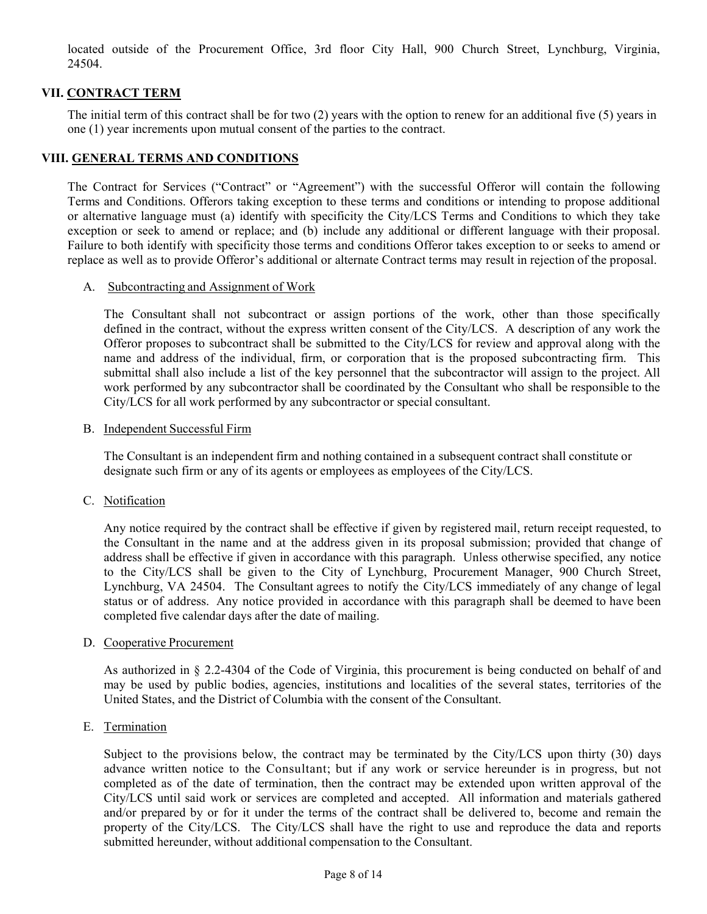located outside of the Procurement Office, 3rd floor City Hall, 900 Church Street, Lynchburg, Virginia, 24504.

## VII. CONTRACT TERM

The initial term of this contract shall be for two (2) years with the option to renew for an additional five (5) years in one (1) year increments upon mutual consent of the parties to the contract.

## VIII. GENERAL TERMS AND CONDITIONS

The Contract for Services ("Contract" or "Agreement") with the successful Offeror will contain the following Terms and Conditions. Offerors taking exception to these terms and conditions or intending to propose additional or alternative language must (a) identify with specificity the City/LCS Terms and Conditions to which they take exception or seek to amend or replace; and (b) include any additional or different language with their proposal. Failure to both identify with specificity those terms and conditions Offeror takes exception to or seeks to amend or replace as well as to provide Offeror's additional or alternate Contract terms may result in rejection of the proposal.

A. Subcontracting and Assignment of Work

The Consultant shall not subcontract or assign portions of the work, other than those specifically defined in the contract, without the express written consent of the City/LCS. A description of any work the Offeror proposes to subcontract shall be submitted to the City/LCS for review and approval along with the name and address of the individual, firm, or corporation that is the proposed subcontracting firm. This submittal shall also include a list of the key personnel that the subcontractor will assign to the project. All work performed by any subcontractor shall be coordinated by the Consultant who shall be responsible to the City/LCS for all work performed by any subcontractor or special consultant.

B. Independent Successful Firm

The Consultant is an independent firm and nothing contained in a subsequent contract shall constitute or designate such firm or any of its agents or employees as employees of the City/LCS.

C. Notification

Any notice required by the contract shall be effective if given by registered mail, return receipt requested, to the Consultant in the name and at the address given in its proposal submission; provided that change of address shall be effective if given in accordance with this paragraph. Unless otherwise specified, any notice to the City/LCS shall be given to the City of Lynchburg, Procurement Manager, 900 Church Street, Lynchburg, VA 24504. The Consultant agrees to notify the City/LCS immediately of any change of legal status or of address. Any notice provided in accordance with this paragraph shall be deemed to have been completed five calendar days after the date of mailing.

D. Cooperative Procurement

As authorized in § 2.2-4304 of the Code of Virginia, this procurement is being conducted on behalf of and may be used by public bodies, agencies, institutions and localities of the several states, territories of the United States, and the District of Columbia with the consent of the Consultant.

E. Termination

Subject to the provisions below, the contract may be terminated by the City/LCS upon thirty (30) days advance written notice to the Consultant; but if any work or service hereunder is in progress, but not completed as of the date of termination, then the contract may be extended upon written approval of the City/LCS until said work or services are completed and accepted. All information and materials gathered and/or prepared by or for it under the terms of the contract shall be delivered to, become and remain the property of the City/LCS. The City/LCS shall have the right to use and reproduce the data and reports submitted hereunder, without additional compensation to the Consultant.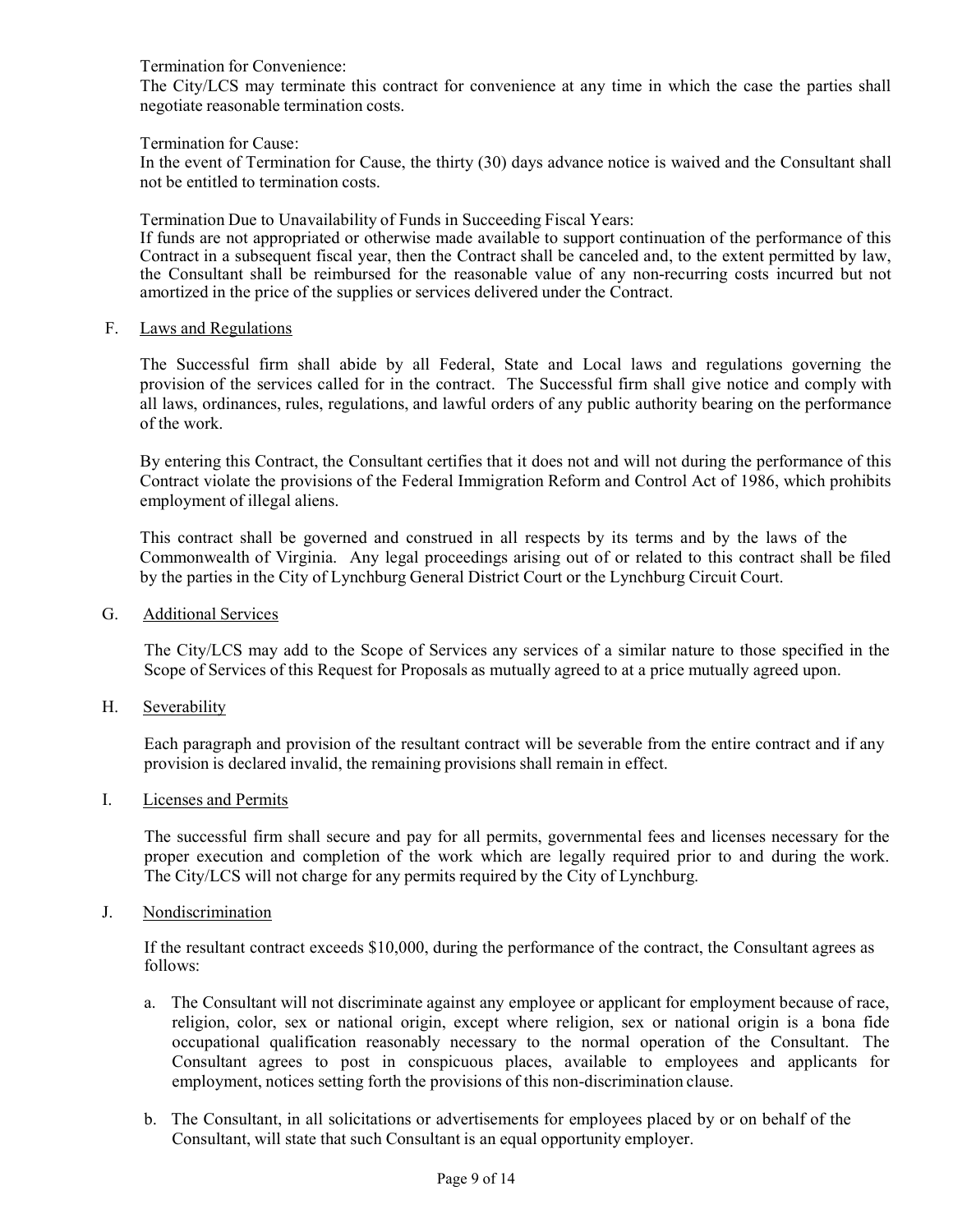Termination for Convenience:
The City/LCS may terminate this contract for convenience at any time in which the case the parties shall negotiate reasonable termination costs.

Termination for Cause:
In the event of Termination for Cause, the thirty (30) days advance notice is waived and the Consultant shall not be entitled to termination costs.

Termination Due to Unavailability of Funds in Succeeding Fiscal Years:
If funds are not appropriated or otherwise made available to support continuation of the performance of this Contract in a subsequent fiscal year, then the Contract shall be canceled and, to the extent permitted by law, the Consultant shall be reimbursed for the reasonable value of any non-recurring costs incurred but not amortized in the price of the supplies or services delivered under the Contract.

F. Laws and Regulations

The Successful firm shall abide by all Federal, State and Local laws and regulations governing the provision of the services called for in the contract. The Successful firm shall give notice and comply with all laws, ordinances, rules, regulations, and lawful orders of any public authority bearing on the performance of the work.

By entering this Contract, the Consultant certifies that it does not and will not during the performance of this Contract violate the provisions of the Federal Immigration Reform and Control Act of 1986, which prohibits employment of illegal aliens.

This contract shall be governed and construed in all respects by its terms and by the laws of the Commonwealth of Virginia. Any legal proceedings arising out of or related to this contract shall be filed by the parties in the City of Lynchburg General District Court or the Lynchburg Circuit Court.

G. Additional Services

The City/LCS may add to the Scope of Services any services of a similar nature to those specified in the Scope of Services of this Request for Proposals as mutually agreed to at a price mutually agreed upon.

H. Severability

Each paragraph and provision of the resultant contract will be severable from the entire contract and if any provision is declared invalid, the remaining provisions shall remain in effect.

I. Licenses and Permits

The successful firm shall secure and pay for all permits, governmental fees and licenses necessary for the proper execution and completion of the work which are legally required prior to and during the work. The City/LCS will not charge for any permits required by the City of Lynchburg.

J. Nondiscrimination

If the resultant contract exceeds $10,000, during the performance of the contract, the Consultant agrees as follows:

a. The Consultant will not discriminate against any employee or applicant for employment because of race, religion, color, sex or national origin, except where religion, sex or national origin is a bona fide occupational qualification reasonably necessary to the normal operation of the Consultant. The Consultant agrees to post in conspicuous places, available to employees and applicants for employment, notices setting forth the provisions of this non-discrimination clause.

b. The Consultant, in all solicitations or advertisements for employees placed by or on behalf of the Consultant, will state that such Consultant is an equal opportunity employer.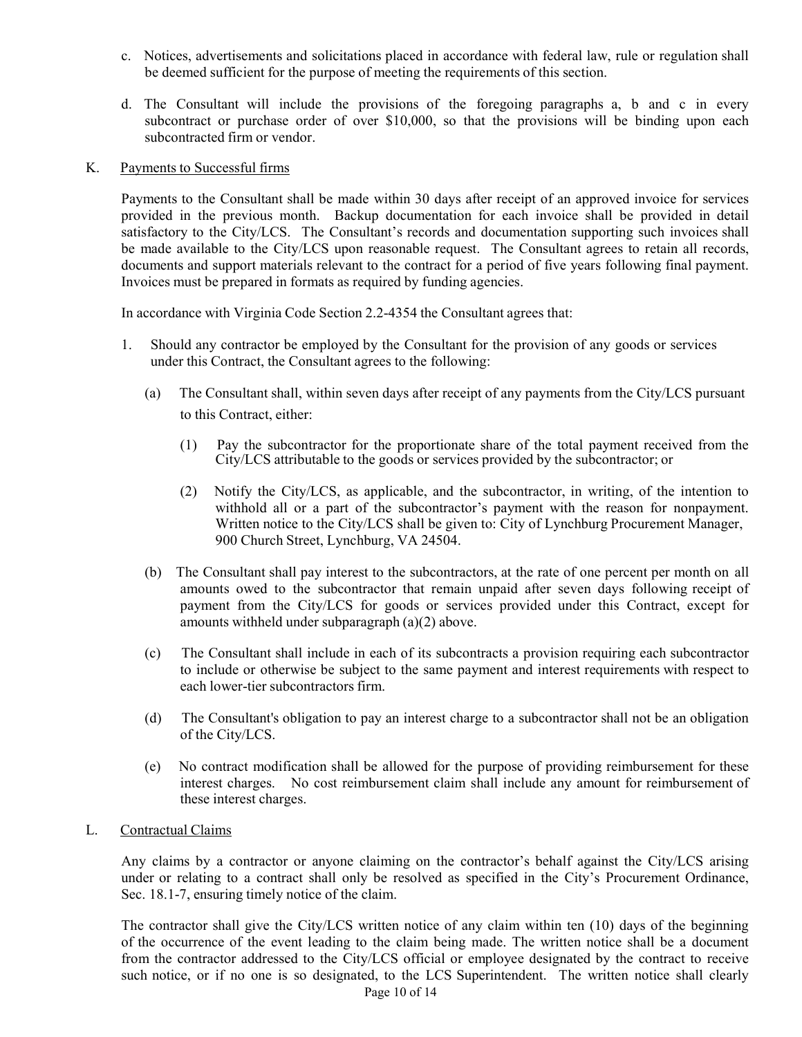c. Notices, advertisements and solicitations placed in accordance with federal law, rule or regulation shall be deemed sufficient for the purpose of meeting the requirements of this section.

d. The Consultant will include the provisions of the foregoing paragraphs a, b and c in every subcontract or purchase order of over $10,000, so that the provisions will be binding upon each subcontracted firm or vendor.

K. Payments to Successful firms

Payments to the Consultant shall be made within 30 days after receipt of an approved invoice for services provided in the previous month. Backup documentation for each invoice shall be provided in detail satisfactory to the City/LCS. The Consultant's records and documentation supporting such invoices shall be made available to the City/LCS upon reasonable request. The Consultant agrees to retain all records, documents and support materials relevant to the contract for a period of five years following final payment. Invoices must be prepared in formats as required by funding agencies.

In accordance with Virginia Code Section 2.2-4354 the Consultant agrees that:

1. Should any contractor be employed by the Consultant for the provision of any goods or services under this Contract, the Consultant agrees to the following:

   (a) The Consultant shall, within seven days after receipt of any payments from the City/LCS pursuant to this Contract, either:

      (1) Pay the subcontractor for the proportionate share of the total payment received from the City/LCS attributable to the goods or services provided by the subcontractor; or

      (2) Notify the City/LCS, as applicable, and the subcontractor, in writing, of the intention to withhold all or a part of the subcontractor's payment with the reason for nonpayment. Written notice to the City/LCS shall be given to: City of Lynchburg Procurement Manager, 900 Church Street, Lynchburg, VA 24504.

   (b) The Consultant shall pay interest to the subcontractors, at the rate of one percent per month on all amounts owed to the subcontractor that remain unpaid after seven days following receipt of payment from the City/LCS for goods or services provided under this Contract, except for amounts withheld under subparagraph (a)(2) above.

   (c) The Consultant shall include in each of its subcontracts a provision requiring each subcontractor to include or otherwise be subject to the same payment and interest requirements with respect to each lower-tier subcontractors firm.

   (d) The Consultant's obligation to pay an interest charge to a subcontractor shall not be an obligation of the City/LCS.

   (e) No contract modification shall be allowed for the purpose of providing reimbursement for these interest charges. No cost reimbursement claim shall include any amount for reimbursement of these interest charges.

L. Contractual Claims

Any claims by a contractor or anyone claiming on the contractor's behalf against the City/LCS arising under or relating to a contract shall only be resolved as specified in the City's Procurement Ordinance, Sec. 18.1-7, ensuring timely notice of the claim.

The contractor shall give the City/LCS written notice of any claim within ten (10) days of the beginning of the occurrence of the event leading to the claim being made. The written notice shall be a document from the contractor addressed to the City/LCS official or employee designated by the contract to receive such notice, or if no one is so designated, to the LCS Superintendent. The written notice shall clearly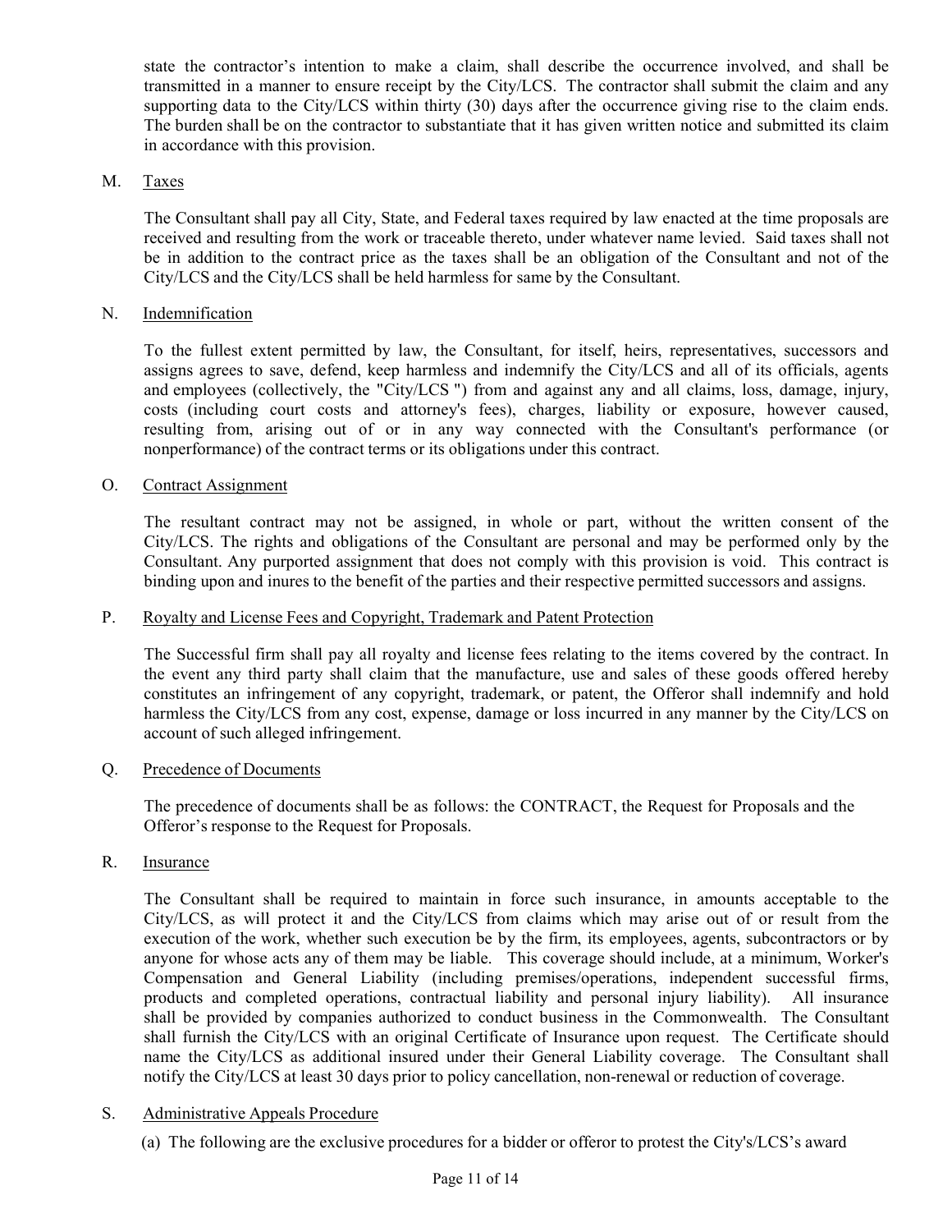state the contractor's intention to make a claim, shall describe the occurrence involved, and shall be transmitted in a manner to ensure receipt by the City/LCS. The contractor shall submit the claim and any supporting data to the City/LCS within thirty (30) days after the occurrence giving rise to the claim ends. The burden shall be on the contractor to substantiate that it has given written notice and submitted its claim in accordance with this provision.

M. Taxes

The Consultant shall pay all City, State, and Federal taxes required by law enacted at the time proposals are received and resulting from the work or traceable thereto, under whatever name levied. Said taxes shall not be in addition to the contract price as the taxes shall be an obligation of the Consultant and not of the City/LCS and the City/LCS shall be held harmless for same by the Consultant.

N. Indemnification

To the fullest extent permitted by law, the Consultant, for itself, heirs, representatives, successors and assigns agrees to save, defend, keep harmless and indemnify the City/LCS and all of its officials, agents and employees (collectively, the "City/LCS ") from and against any and all claims, loss, damage, injury, costs (including court costs and attorney's fees), charges, liability or exposure, however caused, resulting from, arising out of or in any way connected with the Consultant's performance (or nonperformance) of the contract terms or its obligations under this contract.

O. Contract Assignment

The resultant contract may not be assigned, in whole or part, without the written consent of the City/LCS. The rights and obligations of the Consultant are personal and may be performed only by the Consultant. Any purported assignment that does not comply with this provision is void. This contract is binding upon and inures to the benefit of the parties and their respective permitted successors and assigns.

P. Royalty and License Fees and Copyright, Trademark and Patent Protection

The Successful firm shall pay all royalty and license fees relating to the items covered by the contract. In the event any third party shall claim that the manufacture, use and sales of these goods offered hereby constitutes an infringement of any copyright, trademark, or patent, the Offeror shall indemnify and hold harmless the City/LCS from any cost, expense, damage or loss incurred in any manner by the City/LCS on account of such alleged infringement.

Q. Precedence of Documents

The precedence of documents shall be as follows: the CONTRACT, the Request for Proposals and the Offeror's response to the Request for Proposals.

R. Insurance

The Consultant shall be required to maintain in force such insurance, in amounts acceptable to the City/LCS, as will protect it and the City/LCS from claims which may arise out of or result from the execution of the work, whether such execution be by the firm, its employees, agents, subcontractors or by anyone for whose acts any of them may be liable. This coverage should include, at a minimum, Worker's Compensation and General Liability (including premises/operations, independent successful firms, products and completed operations, contractual liability and personal injury liability). All insurance shall be provided by companies authorized to conduct business in the Commonwealth. The Consultant shall furnish the City/LCS with an original Certificate of Insurance upon request. The Certificate should name the City/LCS as additional insured under their General Liability coverage. The Consultant shall notify the City/LCS at least 30 days prior to policy cancellation, non-renewal or reduction of coverage.

S. Administrative Appeals Procedure

(a) The following are the exclusive procedures for a bidder or offeror to protest the City's/LCS's award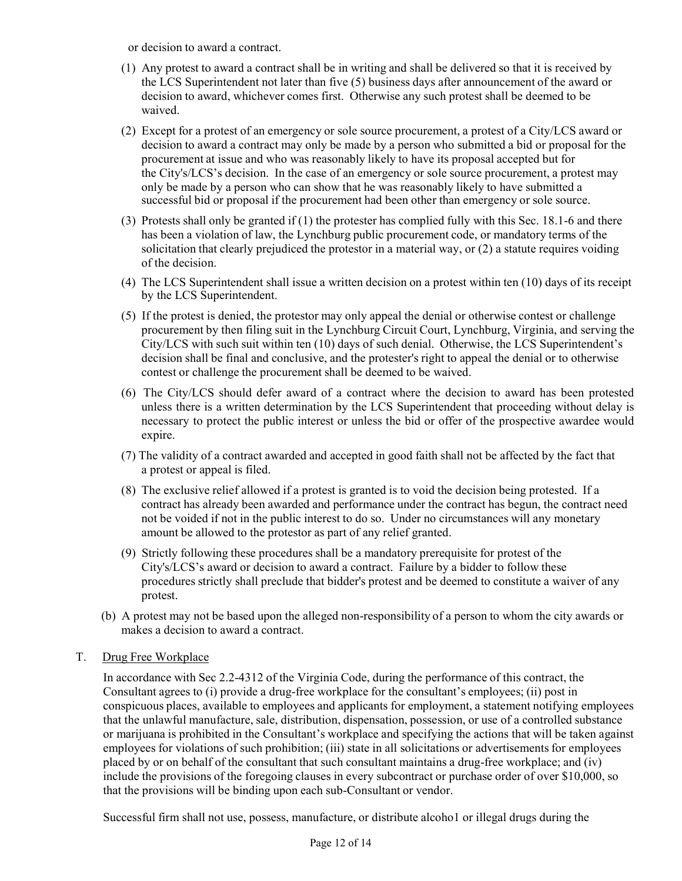or decision to award a contract.

(1) Any protest to award a contract shall be in writing and shall be delivered so that it is received by the LCS Superintendent not later than five (5) business days after announcement of the award or decision to award, whichever comes first. Otherwise any such protest shall be deemed to be waived.

(2) Except for a protest of an emergency or sole source procurement, a protest of a City/LCS award or decision to award a contract may only be made by a person who submitted a bid or proposal for the procurement at issue and who was reasonably likely to have its proposal accepted but for the City's/LCS's decision. In the case of an emergency or sole source procurement, a protest may only be made by a person who can show that he was reasonably likely to have submitted a successful bid or proposal if the procurement had been other than emergency or sole source.

(3) Protests shall only be granted if (1) the protester has complied fully with this Sec. 18.1-6 and there has been a violation of law, the Lynchburg public procurement code, or mandatory terms of the solicitation that clearly prejudiced the protestor in a material way, or (2) a statute requires voiding of the decision.

(4) The LCS Superintendent shall issue a written decision on a protest within ten (10) days of its receipt by the LCS Superintendent.

(5) If the protest is denied, the protestor may only appeal the denial or otherwise contest or challenge procurement by then filing suit in the Lynchburg Circuit Court, Lynchburg, Virginia, and serving the City/LCS with such suit within ten (10) days of such denial. Otherwise, the LCS Superintendent's decision shall be final and conclusive, and the protester's right to appeal the denial or to otherwise contest or challenge the procurement shall be deemed to be waived.

(6) The City/LCS should defer award of a contract where the decision to award has been protested unless there is a written determination by the LCS Superintendent that proceeding without delay is necessary to protect the public interest or unless the bid or offer of the prospective awardee would expire.

(7) The validity of a contract awarded and accepted in good faith shall not be affected by the fact that a protest or appeal is filed.

(8) The exclusive relief allowed if a protest is granted is to void the decision being protested. If a contract has already been awarded and performance under the contract has begun, the contract need not be voided if not in the public interest to do so. Under no circumstances will any monetary amount be allowed to the protestor as part of any relief granted.

(9) Strictly following these procedures shall be a mandatory prerequisite for protest of the City's/LCS's award or decision to award a contract. Failure by a bidder to follow these procedures strictly shall preclude that bidder's protest and be deemed to constitute a waiver of any protest.

(b) A protest may not be based upon the alleged non-responsibility of a person to whom the city awards or makes a decision to award a contract.

T. Drug Free Workplace

In accordance with Sec 2.2-4312 of the Virginia Code, during the performance of this contract, the Consultant agrees to (i) provide a drug-free workplace for the consultant's employees; (ii) post in conspicuous places, available to employees and applicants for employment, a statement notifying employees that the unlawful manufacture, sale, distribution, dispensation, possession, or use of a controlled substance or marijuana is prohibited in the Consultant's workplace and specifying the actions that will be taken against employees for violations of such prohibition; (iii) state in all solicitations or advertisements for employees placed by or on behalf of the consultant that such consultant maintains a drug-free workplace; and (iv) include the provisions of the foregoing clauses in every subcontract or purchase order of over $10,000, so that the provisions will be binding upon each sub-Consultant or vendor.

Successful firm shall not use, possess, manufacture, or distribute alcoho1 or illegal drugs during the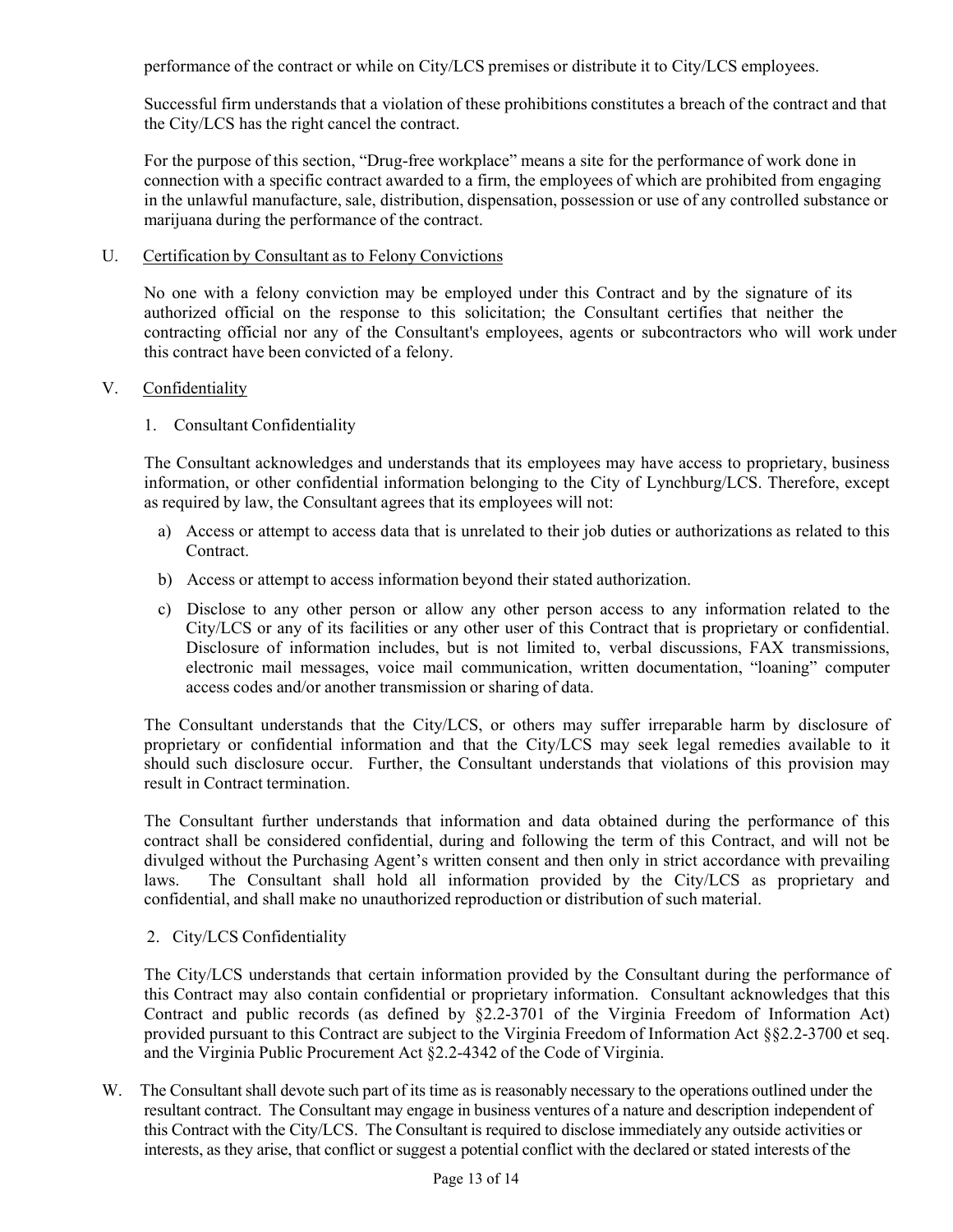performance of the contract or while on City/LCS premises or distribute it to City/LCS employees.

Successful firm understands that a violation of these prohibitions constitutes a breach of the contract and that the City/LCS has the right cancel the contract.

For the purpose of this section, “Drug-free workplace” means a site for the performance of work done in connection with a specific contract awarded to a firm, the employees of which are prohibited from engaging in the unlawful manufacture, sale, distribution, dispensation, possession or use of any controlled substance or marijuana during the performance of the contract.

U. Certification by Consultant as to Felony Convictions

No one with a felony conviction may be employed under this Contract and by the signature of its authorized official on the response to this solicitation; the Consultant certifies that neither the contracting official nor any of the Consultant's employees, agents or subcontractors who will work under this contract have been convicted of a felony.

V. Confidentiality

1. Consultant Confidentiality

The Consultant acknowledges and understands that its employees may have access to proprietary, business information, or other confidential information belonging to the City of Lynchburg/LCS. Therefore, except as required by law, the Consultant agrees that its employees will not:

a) Access or attempt to access data that is unrelated to their job duties or authorizations as related to this Contract.

b) Access or attempt to access information beyond their stated authorization.

c) Disclose to any other person or allow any other person access to any information related to the City/LCS or any of its facilities or any other user of this Contract that is proprietary or confidential. Disclosure of information includes, but is not limited to, verbal discussions, FAX transmissions, electronic mail messages, voice mail communication, written documentation, “loaning” computer access codes and/or another transmission or sharing of data.

The Consultant understands that the City/LCS, or others may suffer irreparable harm by disclosure of proprietary or confidential information and that the City/LCS may seek legal remedies available to it should such disclosure occur. Further, the Consultant understands that violations of this provision may result in Contract termination.

The Consultant further understands that information and data obtained during the performance of this contract shall be considered confidential, during and following the term of this Contract, and will not be divulged without the Purchasing Agent’s written consent and then only in strict accordance with prevailing laws. The Consultant shall hold all information provided by the City/LCS as proprietary and confidential, and shall make no unauthorized reproduction or distribution of such material.

2. City/LCS Confidentiality

The City/LCS understands that certain information provided by the Consultant during the performance of this Contract may also contain confidential or proprietary information. Consultant acknowledges that this Contract and public records (as defined by §2.2-3701 of the Virginia Freedom of Information Act) provided pursuant to this Contract are subject to the Virginia Freedom of Information Act §§2.2-3700 et seq. and the Virginia Public Procurement Act §2.2-4342 of the Code of Virginia.

W. The Consultant shall devote such part of its time as is reasonably necessary to the operations outlined under the resultant contract. The Consultant may engage in business ventures of a nature and description independent of this Contract with the City/LCS. The Consultant is required to disclose immediately any outside activities or interests, as they arise, that conflict or suggest a potential conflict with the declared or stated interests of the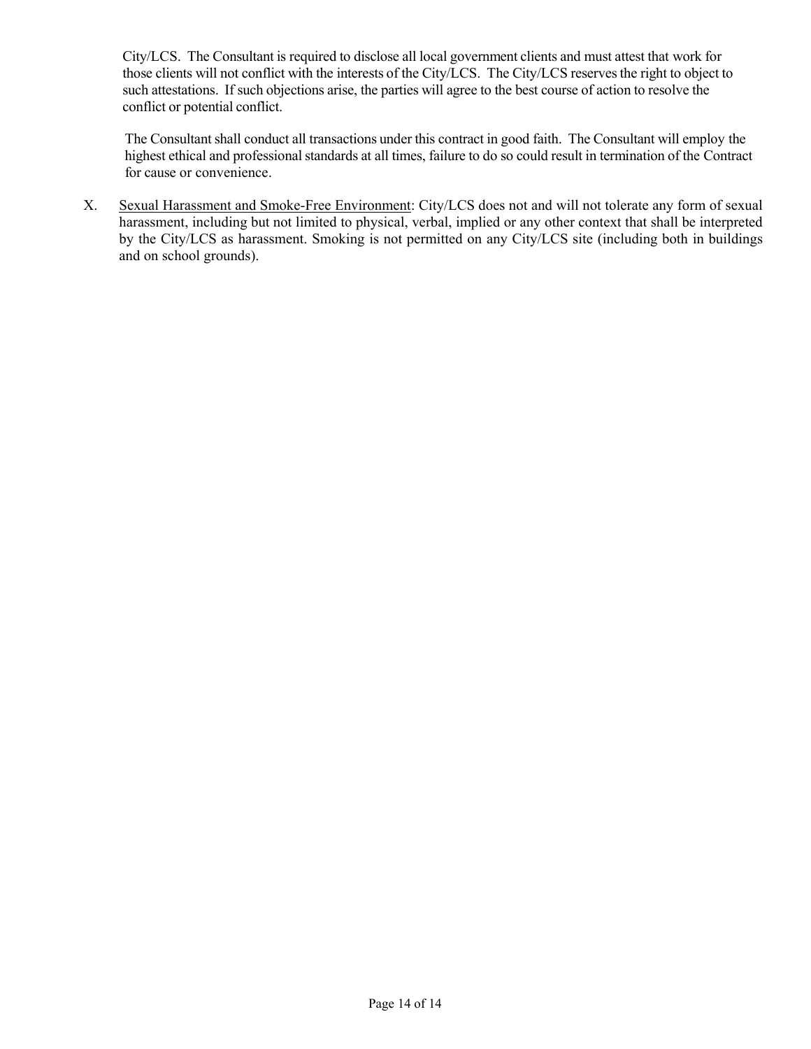City/LCS. The Consultant is required to disclose all local government clients and must attest that work for those clients will not conflict with the interests of the City/LCS. The City/LCS reserves the right to object to such attestations. If such objections arise, the parties will agree to the best course of action to resolve the conflict or potential conflict.

The Consultant shall conduct all transactions under this contract in good faith. The Consultant will employ the highest ethical and professional standards at all times, failure to do so could result in termination of the Contract for cause or convenience.

X. Sexual Harassment and Smoke-Free Environment: City/LCS does not and will not tolerate any form of sexual harassment, including but not limited to physical, verbal, implied or any other context that shall be interpreted by the City/LCS as harassment. Smoking is not permitted on any City/LCS site (including both in buildings and on school grounds).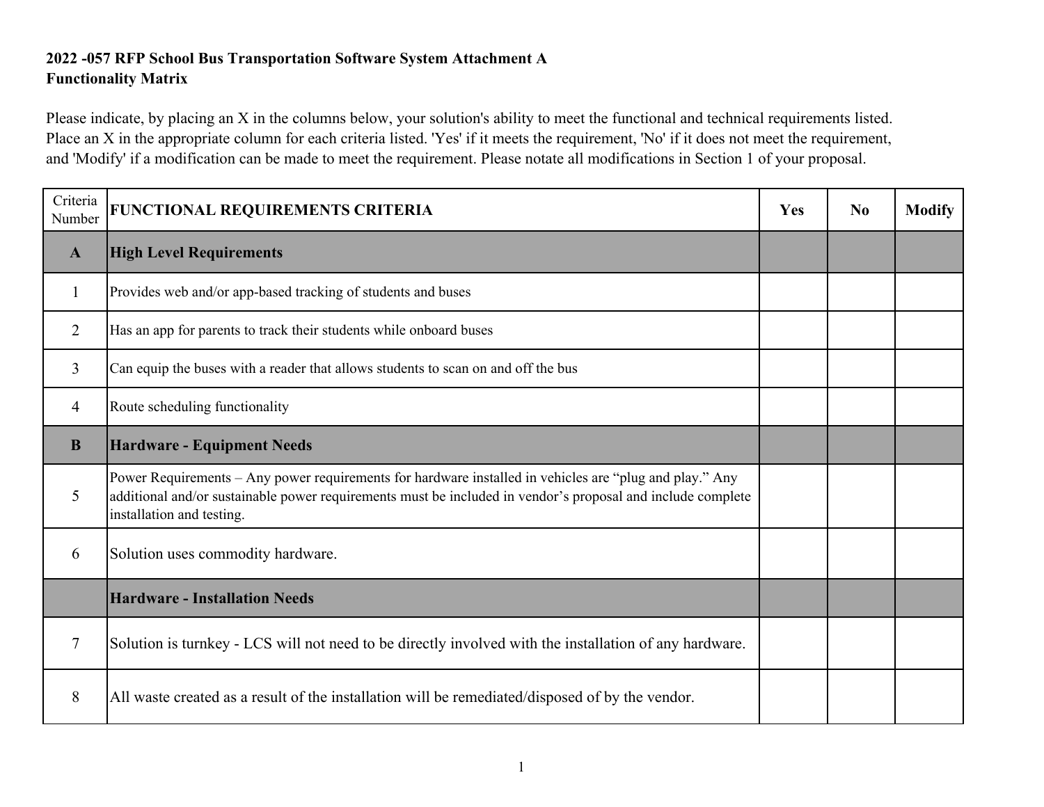**2022 -057 RFP School Bus Transportation Software System Attachment A**
**Functionality Matrix**

Please indicate, by placing an X in the columns below, your solution's ability to meet the functional and technical requirements listed. Place an X in the appropriate column for each criteria listed. 'Yes' if it meets the requirement, 'No' if it does not meet the requirement, and 'Modify' if a modification can be made to meet the requirement. Please notate all modifications in Section 1 of your proposal.

| Criteria Number | FUNCTIONAL REQUIREMENTS CRITERIA | Yes | No | Modify |
|---|---|---|---|---|
| **A** | **High Level Requirements** | | | |
| 1 | Provides web and/or app-based tracking of students and buses | | | |
| 2 | Has an app for parents to track their students while onboard buses | | | |
| 3 | Can equip the buses with a reader that allows students to scan on and off the bus | | | |
| 4 | Route scheduling functionality | | | |
| **B** | **Hardware - Equipment Needs** | | | |
| 5 | Power Requirements – Any power requirements for hardware installed in vehicles are "plug and play." Any additional and/or sustainable power requirements must be included in vendor's proposal and include complete installation and testing. | | | |
| 6 | Solution uses commodity hardware. | | | |
| | **Hardware - Installation Needs** | | | |
| 7 | Solution is turnkey - LCS will not need to be directly involved with the installation of any hardware. | | | |
| 8 | All waste created as a result of the installation will be remediated/disposed of by the vendor. | | | |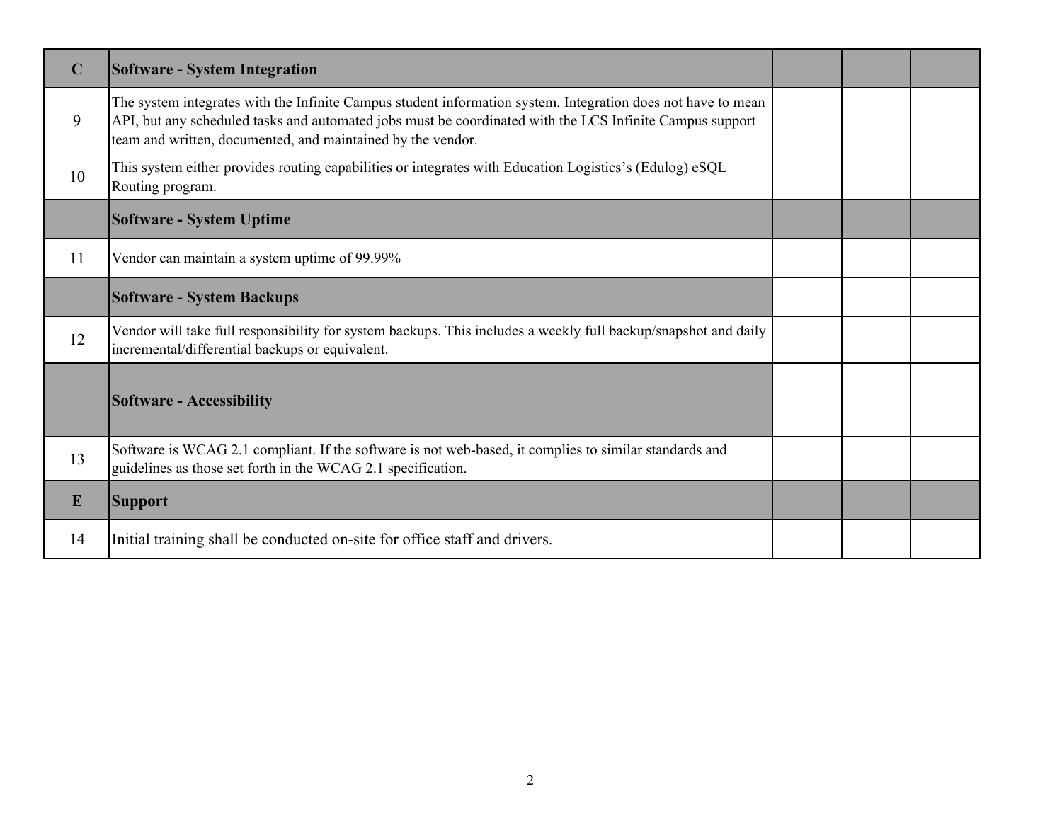| | | | | |
|---|---|---|---|---|
| **C** | **Software - System Integration** | | | |
| 9 | The system integrates with the Infinite Campus student information system. Integration does not have to mean API, but any scheduled tasks and automated jobs must be coordinated with the LCS Infinite Campus support team and written, documented, and maintained by the vendor. | | | |
| 10 | This system either provides routing capabilities or integrates with Education Logistics's (Edulog) eSQL Routing program. | | | |
| | **Software - System Uptime** | | | |
| 11 | Vendor can maintain a system uptime of 99.99% | | | |
| | **Software - System Backups** | | | |
| 12 | Vendor will take full responsibility for system backups. This includes a weekly full backup/snapshot and daily incremental/differential backups or equivalent. | | | |
| | **Software - Accessibility** | | | |
| 13 | Software is WCAG 2.1 compliant. If the software is not web-based, it complies to similar standards and guidelines as those set forth in the WCAG 2.1 specification. | | | |
| **E** | **Support** | | | |
| 14 | Initial training shall be conducted on-site for office staff and drivers. | | | |